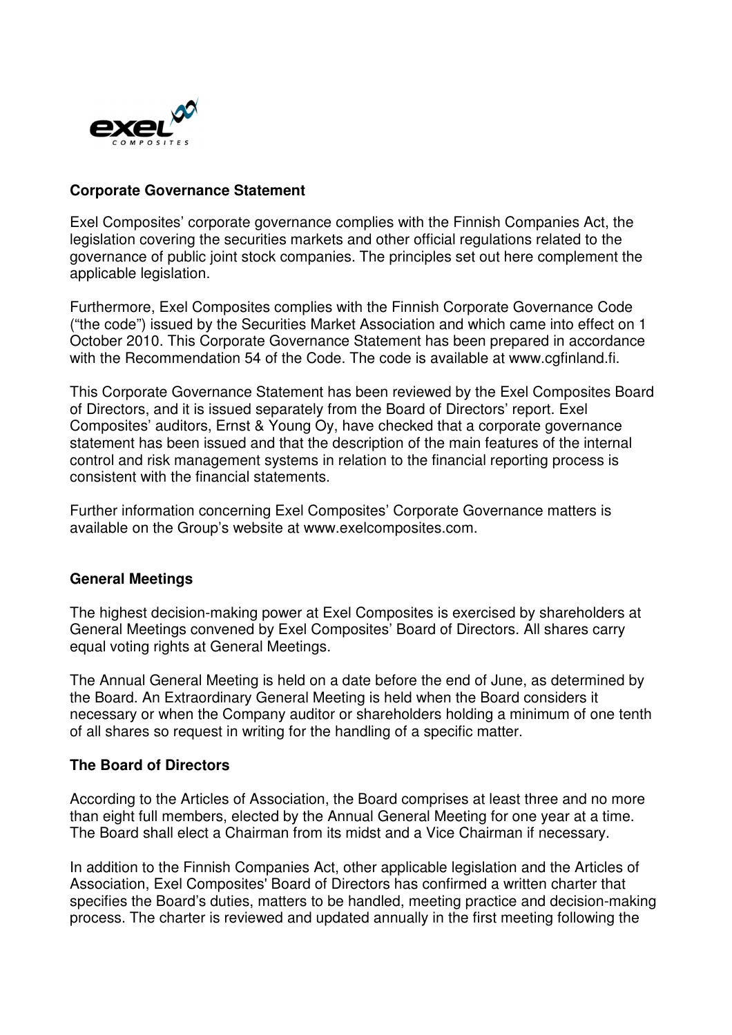## Corporate Governance Statement

Exel Composites' corporate governance complies with the Finnish Companies Act, the legislation covering the securities markets and other official regulations related to the governance of public joint stock companies. The principles set out here complement the applicable legislation.

Furthermore, Exel Composites complies with the Finnish Corporate Governance Code ("the code") issued by the Securities Market Association and which came into effect on 1 October 2010. This Corporate Governance Statement has been prepared in accordance with the Recommendation 54 of the Code. The code is available at www.cgfinland.fi.

This Corporate Governance Statement has been reviewed by the Exel Composites Board of Directors, and it is issued separately from the Board of Directors' report. Exel Composites' auditors, Ernst & Young Oy, have checked that a corporate governance statement has been issued and that the description of the main features of the internal control and risk management systems in relation to the financial reporting process is consistent with the financial statements.

Further information concerning Exel Composites' Corporate Governance matters is available on the Group's website at www.exelcomposites.com.

## General Meetings

The highest decision-making power at Exel Composites is exercised by shareholders at General Meetings convened by Exel Composites' Board of Directors. All shares carry equal voting rights at General Meetings.

The Annual General Meeting is held on a date before the end of June, as determined by the Board. An Extraordinary General Meeting is held when the Board considers it necessary or when the Company auditor or shareholders holding a minimum of one tenth of all shares so request in writing for the handling of a specific matter.

## The Board of Directors

According to the Articles of Association, the Board comprises at least three and no more than eight full members, elected by the Annual General Meeting for one year at a time. The Board shall elect a Chairman from its midst and a Vice Chairman if necessary.

In addition to the Finnish Companies Act, other applicable legislation and the Articles of Association, Exel Composites' Board of Directors has confirmed a written charter that specifies the Board's duties, matters to be handled, meeting practice and decision-making process. The charter is reviewed and updated annually in the first meeting following the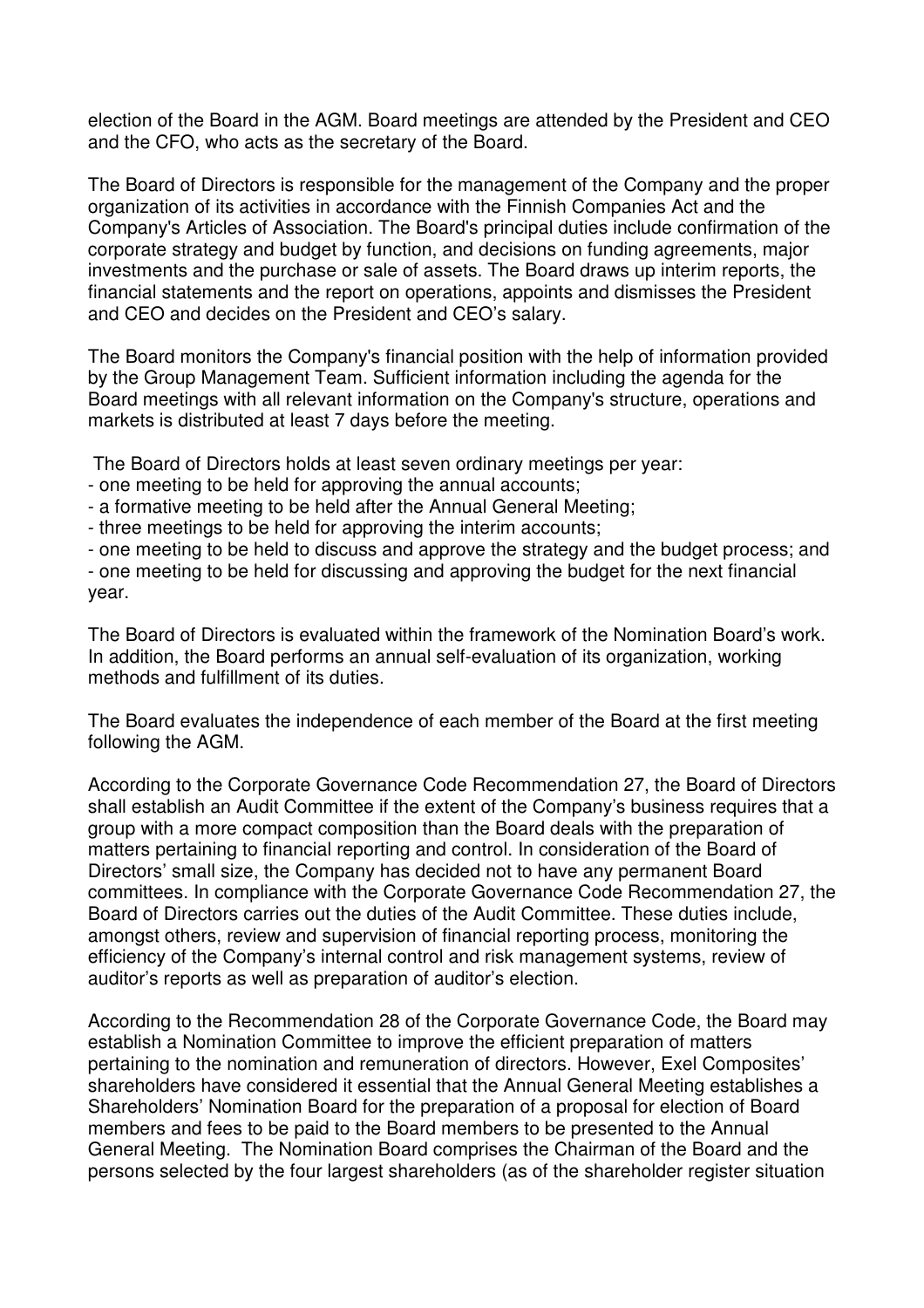election of the Board in the AGM. Board meetings are attended by the President and CEO and the CFO, who acts as the secretary of the Board.

The Board of Directors is responsible for the management of the Company and the proper organization of its activities in accordance with the Finnish Companies Act and the Company's Articles of Association. The Board's principal duties include confirmation of the corporate strategy and budget by function, and decisions on funding agreements, major investments and the purchase or sale of assets. The Board draws up interim reports, the financial statements and the report on operations, appoints and dismisses the President and CEO and decides on the President and CEO's salary.

The Board monitors the Company's financial position with the help of information provided by the Group Management Team. Sufficient information including the agenda for the Board meetings with all relevant information on the Company's structure, operations and markets is distributed at least 7 days before the meeting.

The Board of Directors holds at least seven ordinary meetings per year:

- one meeting to be held for approving the annual accounts;
- a formative meeting to be held after the Annual General Meeting;
- three meetings to be held for approving the interim accounts;
- one meeting to be held to discuss and approve the strategy and the budget process; and
- one meeting to be held for discussing and approving the budget for the next financial year.

The Board of Directors is evaluated within the framework of the Nomination Board's work. In addition, the Board performs an annual self-evaluation of its organization, working methods and fulfillment of its duties.

The Board evaluates the independence of each member of the Board at the first meeting following the AGM.

According to the Corporate Governance Code Recommendation 27, the Board of Directors shall establish an Audit Committee if the extent of the Company's business requires that a group with a more compact composition than the Board deals with the preparation of matters pertaining to financial reporting and control. In consideration of the Board of Directors' small size, the Company has decided not to have any permanent Board committees. In compliance with the Corporate Governance Code Recommendation 27, the Board of Directors carries out the duties of the Audit Committee. These duties include, amongst others, review and supervision of financial reporting process, monitoring the efficiency of the Company's internal control and risk management systems, review of auditor's reports as well as preparation of auditor's election.

According to the Recommendation 28 of the Corporate Governance Code, the Board may establish a Nomination Committee to improve the efficient preparation of matters pertaining to the nomination and remuneration of directors. However, Exel Composites' shareholders have considered it essential that the Annual General Meeting establishes a Shareholders' Nomination Board for the preparation of a proposal for election of Board members and fees to be paid to the Board members to be presented to the Annual General Meeting. The Nomination Board comprises the Chairman of the Board and the persons selected by the four largest shareholders (as of the shareholder register situation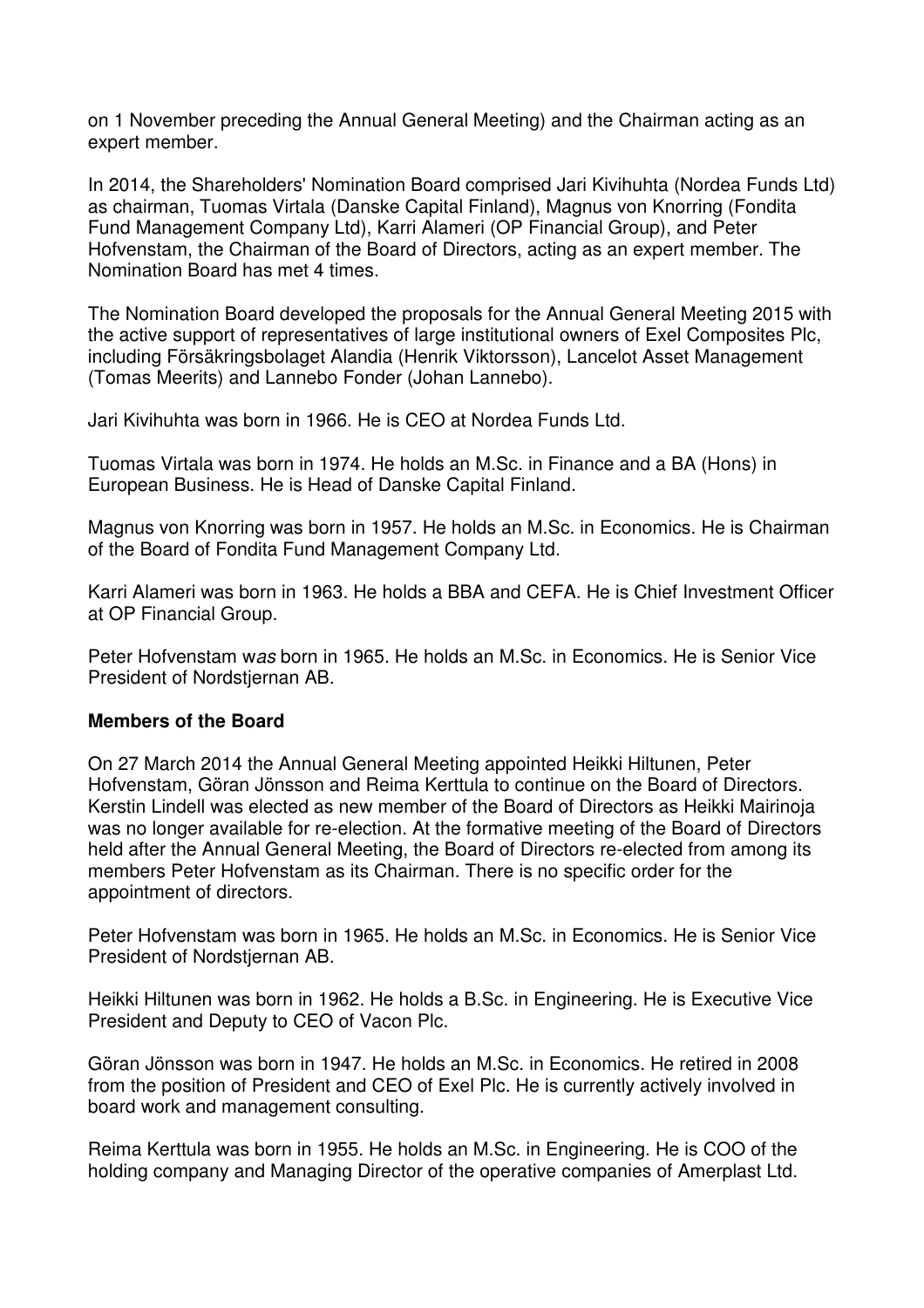on 1 November preceding the Annual General Meeting) and the Chairman acting as an expert member.

In 2014, the Shareholders' Nomination Board comprised Jari Kivihuhta (Nordea Funds Ltd) as chairman, Tuomas Virtala (Danske Capital Finland), Magnus von Knorring (Fondita Fund Management Company Ltd), Karri Alameri (OP Financial Group), and Peter Hofvenstam, the Chairman of the Board of Directors, acting as an expert member. The Nomination Board has met 4 times.

The Nomination Board developed the proposals for the Annual General Meeting 2015 with the active support of representatives of large institutional owners of Exel Composites Plc, including Försäkringsbolaget Alandia (Henrik Viktorsson), Lancelot Asset Management (Tomas Meerits) and Lannebo Fonder (Johan Lannebo).

Jari Kivihuhta was born in 1966. He is CEO at Nordea Funds Ltd.

Tuomas Virtala was born in 1974. He holds an M.Sc. in Finance and a BA (Hons) in European Business. He is Head of Danske Capital Finland.

Magnus von Knorring was born in 1957. He holds an M.Sc. in Economics. He is Chairman of the Board of Fondita Fund Management Company Ltd.

Karri Alameri was born in 1963. He holds a BBA and CEFA. He is Chief Investment Officer at OP Financial Group.

Peter Hofvenstam w*as* born in 1965. He holds an M.Sc. in Economics. He is Senior Vice President of Nordstjernan AB.

**Members of the Board**

On 27 March 2014 the Annual General Meeting appointed Heikki Hiltunen, Peter Hofvenstam, Göran Jönsson and Reima Kerttula to continue on the Board of Directors. Kerstin Lindell was elected as new member of the Board of Directors as Heikki Mairinoja was no longer available for re-election. At the formative meeting of the Board of Directors held after the Annual General Meeting, the Board of Directors re-elected from among its members Peter Hofvenstam as its Chairman. There is no specific order for the appointment of directors.

Peter Hofvenstam was born in 1965. He holds an M.Sc. in Economics. He is Senior Vice President of Nordstjernan AB.

Heikki Hiltunen was born in 1962. He holds a B.Sc. in Engineering. He is Executive Vice President and Deputy to CEO of Vacon Plc.

Göran Jönsson was born in 1947. He holds an M.Sc. in Economics. He retired in 2008 from the position of President and CEO of Exel Plc. He is currently actively involved in board work and management consulting.

Reima Kerttula was born in 1955. He holds an M.Sc. in Engineering. He is COO of the holding company and Managing Director of the operative companies of Amerplast Ltd.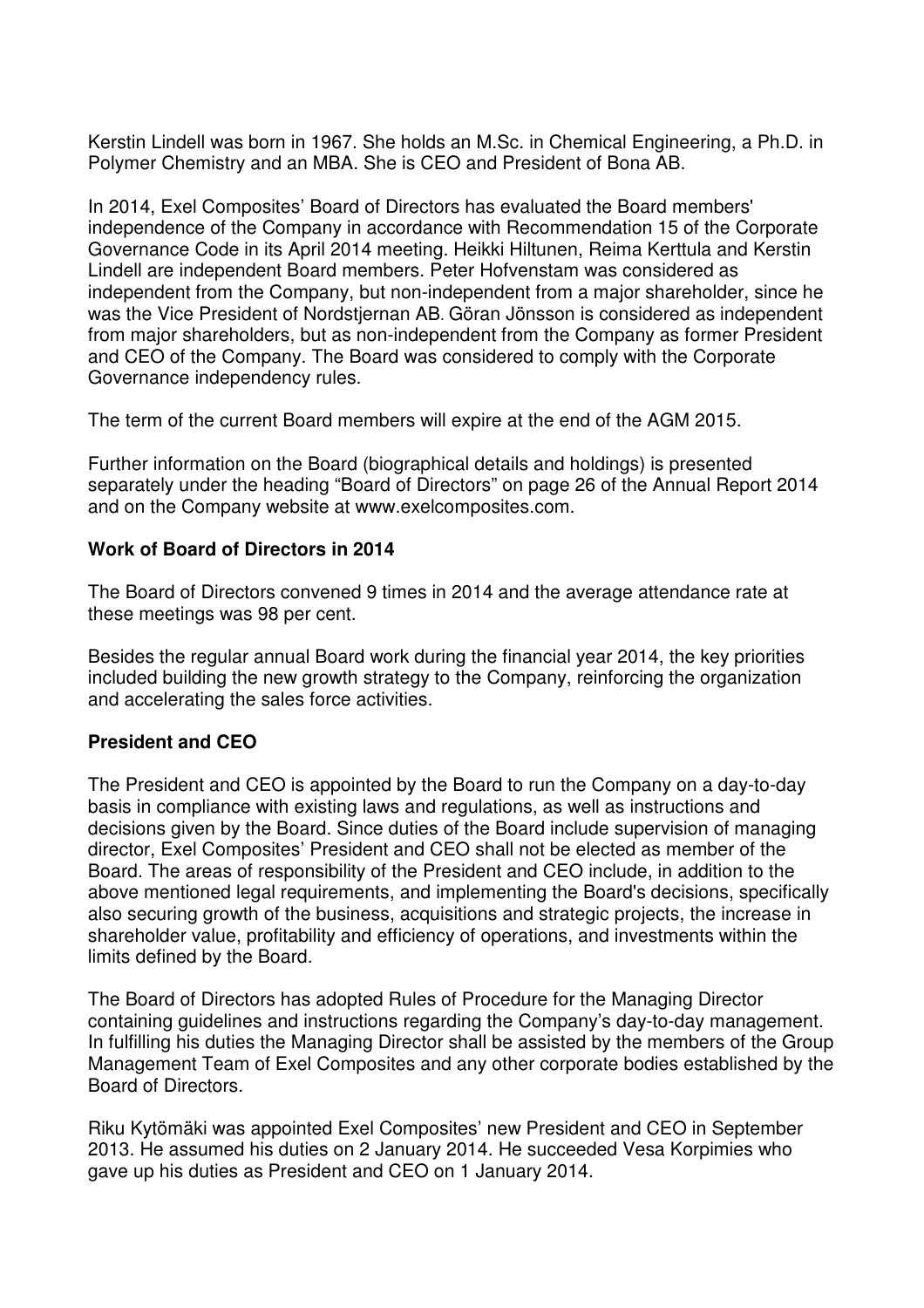Kerstin Lindell was born in 1967. She holds an M.Sc. in Chemical Engineering, a Ph.D. in Polymer Chemistry and an MBA. She is CEO and President of Bona AB.

In 2014, Exel Composites' Board of Directors has evaluated the Board members' independence of the Company in accordance with Recommendation 15 of the Corporate Governance Code in its April 2014 meeting. Heikki Hiltunen, Reima Kerttula and Kerstin Lindell are independent Board members. Peter Hofvenstam was considered as independent from the Company, but non-independent from a major shareholder, since he was the Vice President of Nordstjernan AB. Göran Jönsson is considered as independent from major shareholders, but as non-independent from the Company as former President and CEO of the Company. The Board was considered to comply with the Corporate Governance independency rules.

The term of the current Board members will expire at the end of the AGM 2015.

Further information on the Board (biographical details and holdings) is presented separately under the heading "Board of Directors" on page 26 of the Annual Report 2014 and on the Company website at www.exelcomposites.com.

**Work of Board of Directors in 2014**

The Board of Directors convened 9 times in 2014 and the average attendance rate at these meetings was 98 per cent.

Besides the regular annual Board work during the financial year 2014, the key priorities included building the new growth strategy to the Company, reinforcing the organization and accelerating the sales force activities.

**President and CEO**

The President and CEO is appointed by the Board to run the Company on a day-to-day basis in compliance with existing laws and regulations, as well as instructions and decisions given by the Board. Since duties of the Board include supervision of managing director, Exel Composites' President and CEO shall not be elected as member of the Board. The areas of responsibility of the President and CEO include, in addition to the above mentioned legal requirements, and implementing the Board's decisions, specifically also securing growth of the business, acquisitions and strategic projects, the increase in shareholder value, profitability and efficiency of operations, and investments within the limits defined by the Board.

The Board of Directors has adopted Rules of Procedure for the Managing Director containing guidelines and instructions regarding the Company's day-to-day management. In fulfilling his duties the Managing Director shall be assisted by the members of the Group Management Team of Exel Composites and any other corporate bodies established by the Board of Directors.

Riku Kytömäki was appointed Exel Composites' new President and CEO in September 2013. He assumed his duties on 2 January 2014. He succeeded Vesa Korpimies who gave up his duties as President and CEO on 1 January 2014.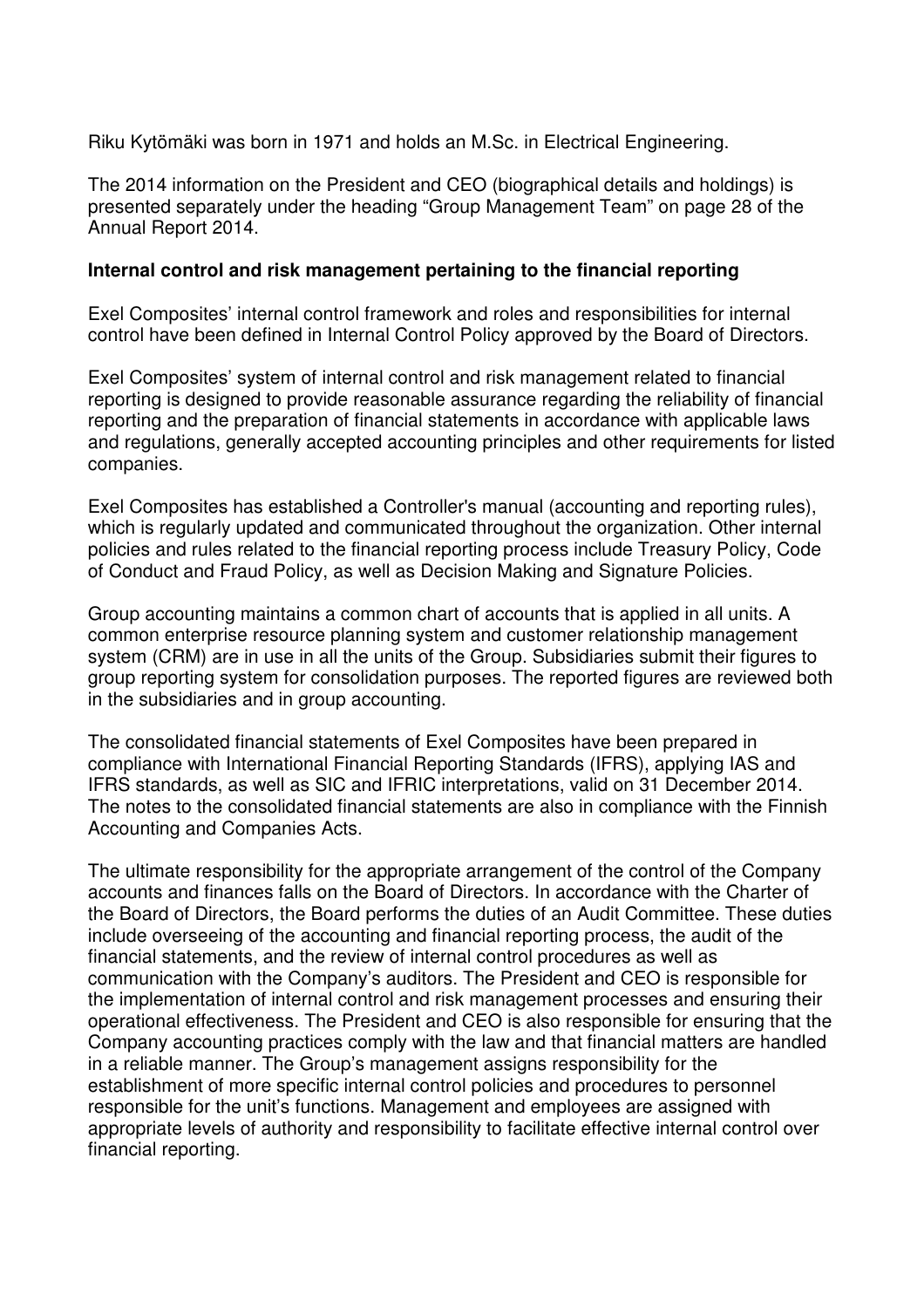Riku Kytömäki was born in 1971 and holds an M.Sc. in Electrical Engineering.

The 2014 information on the President and CEO (biographical details and holdings) is presented separately under the heading "Group Management Team" on page 28 of the Annual Report 2014.

**Internal control and risk management pertaining to the financial reporting**

Exel Composites' internal control framework and roles and responsibilities for internal control have been defined in Internal Control Policy approved by the Board of Directors.

Exel Composites' system of internal control and risk management related to financial reporting is designed to provide reasonable assurance regarding the reliability of financial reporting and the preparation of financial statements in accordance with applicable laws and regulations, generally accepted accounting principles and other requirements for listed companies.

Exel Composites has established a Controller's manual (accounting and reporting rules), which is regularly updated and communicated throughout the organization. Other internal policies and rules related to the financial reporting process include Treasury Policy, Code of Conduct and Fraud Policy, as well as Decision Making and Signature Policies.

Group accounting maintains a common chart of accounts that is applied in all units. A common enterprise resource planning system and customer relationship management system (CRM) are in use in all the units of the Group. Subsidiaries submit their figures to group reporting system for consolidation purposes. The reported figures are reviewed both in the subsidiaries and in group accounting.

The consolidated financial statements of Exel Composites have been prepared in compliance with International Financial Reporting Standards (IFRS), applying IAS and IFRS standards, as well as SIC and IFRIC interpretations, valid on 31 December 2014. The notes to the consolidated financial statements are also in compliance with the Finnish Accounting and Companies Acts.

The ultimate responsibility for the appropriate arrangement of the control of the Company accounts and finances falls on the Board of Directors. In accordance with the Charter of the Board of Directors, the Board performs the duties of an Audit Committee. These duties include overseeing of the accounting and financial reporting process, the audit of the financial statements, and the review of internal control procedures as well as communication with the Company's auditors. The President and CEO is responsible for the implementation of internal control and risk management processes and ensuring their operational effectiveness. The President and CEO is also responsible for ensuring that the Company accounting practices comply with the law and that financial matters are handled in a reliable manner. The Group's management assigns responsibility for the establishment of more specific internal control policies and procedures to personnel responsible for the unit's functions. Management and employees are assigned with appropriate levels of authority and responsibility to facilitate effective internal control over financial reporting.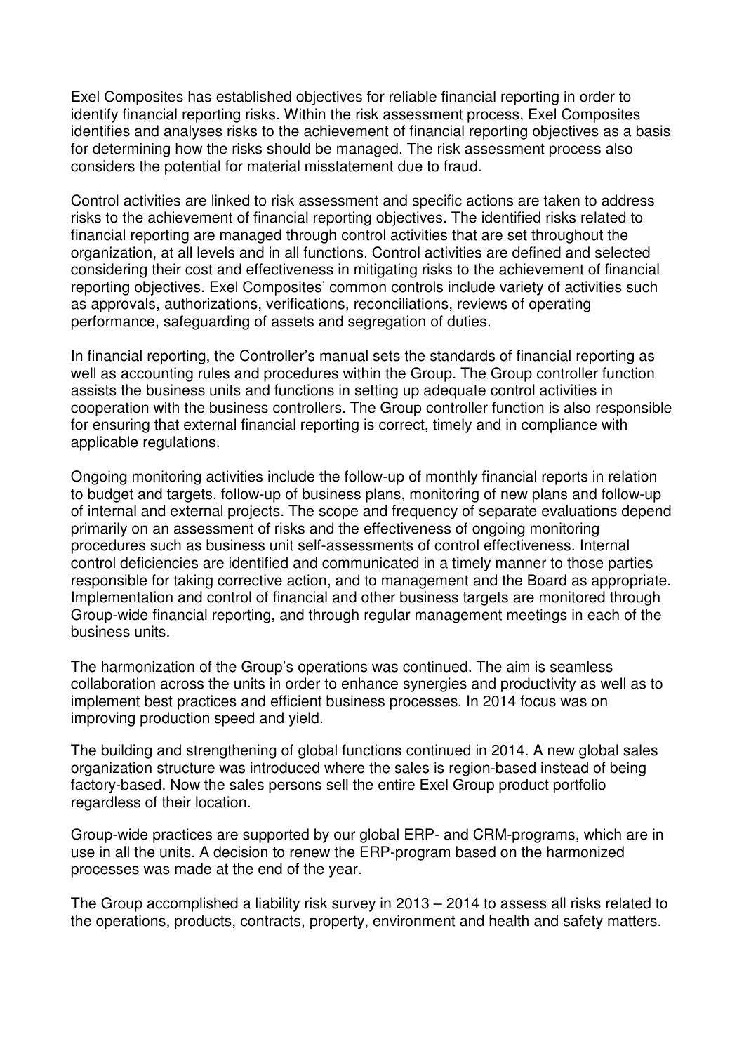Exel Composites has established objectives for reliable financial reporting in order to identify financial reporting risks. Within the risk assessment process, Exel Composites identifies and analyses risks to the achievement of financial reporting objectives as a basis for determining how the risks should be managed. The risk assessment process also considers the potential for material misstatement due to fraud.

Control activities are linked to risk assessment and specific actions are taken to address risks to the achievement of financial reporting objectives. The identified risks related to financial reporting are managed through control activities that are set throughout the organization, at all levels and in all functions. Control activities are defined and selected considering their cost and effectiveness in mitigating risks to the achievement of financial reporting objectives. Exel Composites' common controls include variety of activities such as approvals, authorizations, verifications, reconciliations, reviews of operating performance, safeguarding of assets and segregation of duties.

In financial reporting, the Controller's manual sets the standards of financial reporting as well as accounting rules and procedures within the Group. The Group controller function assists the business units and functions in setting up adequate control activities in cooperation with the business controllers. The Group controller function is also responsible for ensuring that external financial reporting is correct, timely and in compliance with applicable regulations.

Ongoing monitoring activities include the follow-up of monthly financial reports in relation to budget and targets, follow-up of business plans, monitoring of new plans and follow-up of internal and external projects. The scope and frequency of separate evaluations depend primarily on an assessment of risks and the effectiveness of ongoing monitoring procedures such as business unit self-assessments of control effectiveness. Internal control deficiencies are identified and communicated in a timely manner to those parties responsible for taking corrective action, and to management and the Board as appropriate. Implementation and control of financial and other business targets are monitored through Group-wide financial reporting, and through regular management meetings in each of the business units.

The harmonization of the Group's operations was continued. The aim is seamless collaboration across the units in order to enhance synergies and productivity as well as to implement best practices and efficient business processes. In 2014 focus was on improving production speed and yield.

The building and strengthening of global functions continued in 2014. A new global sales organization structure was introduced where the sales is region-based instead of being factory-based. Now the sales persons sell the entire Exel Group product portfolio regardless of their location.

Group-wide practices are supported by our global ERP- and CRM-programs, which are in use in all the units. A decision to renew the ERP-program based on the harmonized processes was made at the end of the year.

The Group accomplished a liability risk survey in 2013 – 2014 to assess all risks related to the operations, products, contracts, property, environment and health and safety matters.